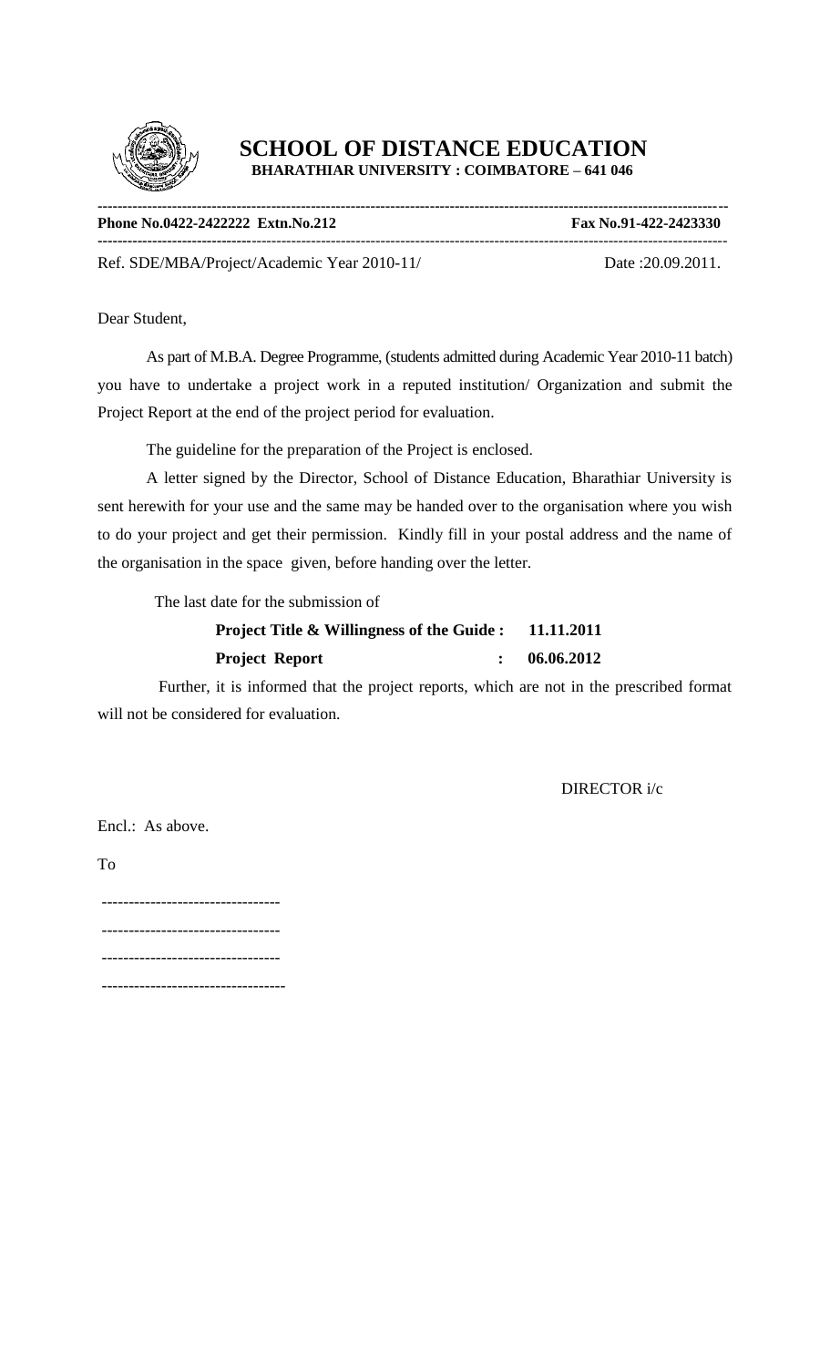# SCHOOL OF DISTANCE EDUCATION

**BHARATHIAR UNIVERSITY : COIMBATORE – 641 046**

---

**Phone No.0422-2422222 Extn.No.212** **Fax No.91-422-2423330**

---

Ref. SDE/MBA/Project/Academic Year 2010-11/ Date :20.09.2011.

Dear Student,

As part of M.B.A. Degree Programme, (students admitted during Academic Year 2010-11 batch) you have to undertake a project work in a reputed institution/ Organization and submit the Project Report at the end of the project period for evaluation.

The guideline for the preparation of the Project is enclosed.

A letter signed by the Director, School of Distance Education, Bharathiar University is sent herewith for your use and the same may be handed over to the organisation where you wish to do your project and get their permission. Kindly fill in your postal address and the name of the organisation in the space given, before handing over the letter.

The last date for the submission of

**Project Title & Willingness of the Guide : 11.11.2011**

**Project Report : 06.06.2012**

Further, it is informed that the project reports, which are not in the prescribed format will not be considered for evaluation.

DIRECTOR i/c

Encl.: As above.

To

---------------------------------

---------------------------------

---------------------------------

----------------------------------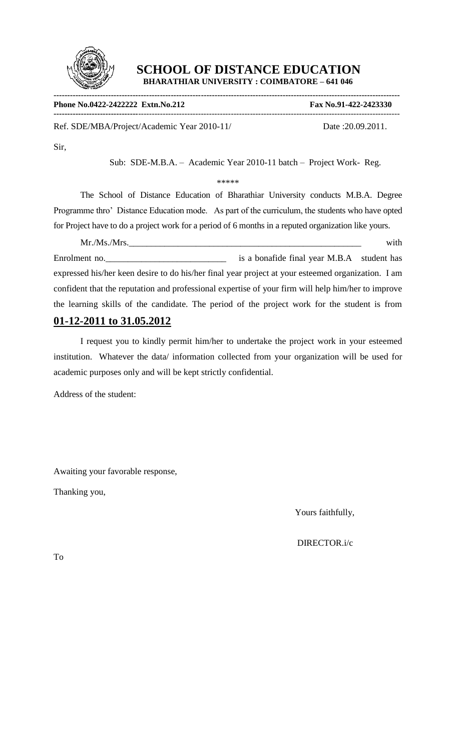# SCHOOL OF DISTANCE EDUCATION

**BHARATHIAR UNIVERSITY : COIMBATORE – 641 046**

---

**Phone No.0422-2422222 Extn.No.212** **Fax No.91-422-2423330**

---

Ref. SDE/MBA/Project/Academic Year 2010-11/ Date :20.09.2011.

Sir,

Sub: SDE-M.B.A. – Academic Year 2010-11 batch – Project Work- Reg.

*****

The School of Distance Education of Bharathiar University conducts M.B.A. Degree Programme thro' Distance Education mode. As part of the curriculum, the students who have opted for Project have to do a project work for a period of 6 months in a reputed organization like yours.

Mr./Ms./Mrs.______________________________________________________ with Enrolment no.___________________________ is a bonafide final year M.B.A student has expressed his/her keen desire to do his/her final year project at your esteemed organization. I am confident that the reputation and professional expertise of your firm will help him/her to improve the learning skills of the candidate. The period of the project work for the student is from **01-12-2011 to 31.05.2012**

I request you to kindly permit him/her to undertake the project work in your esteemed institution. Whatever the data/ information collected from your organization will be used for academic purposes only and will be kept strictly confidential.

Address of the student:

Awaiting your favorable response,

Thanking you,

Yours faithfully,

DIRECTOR.i/c

To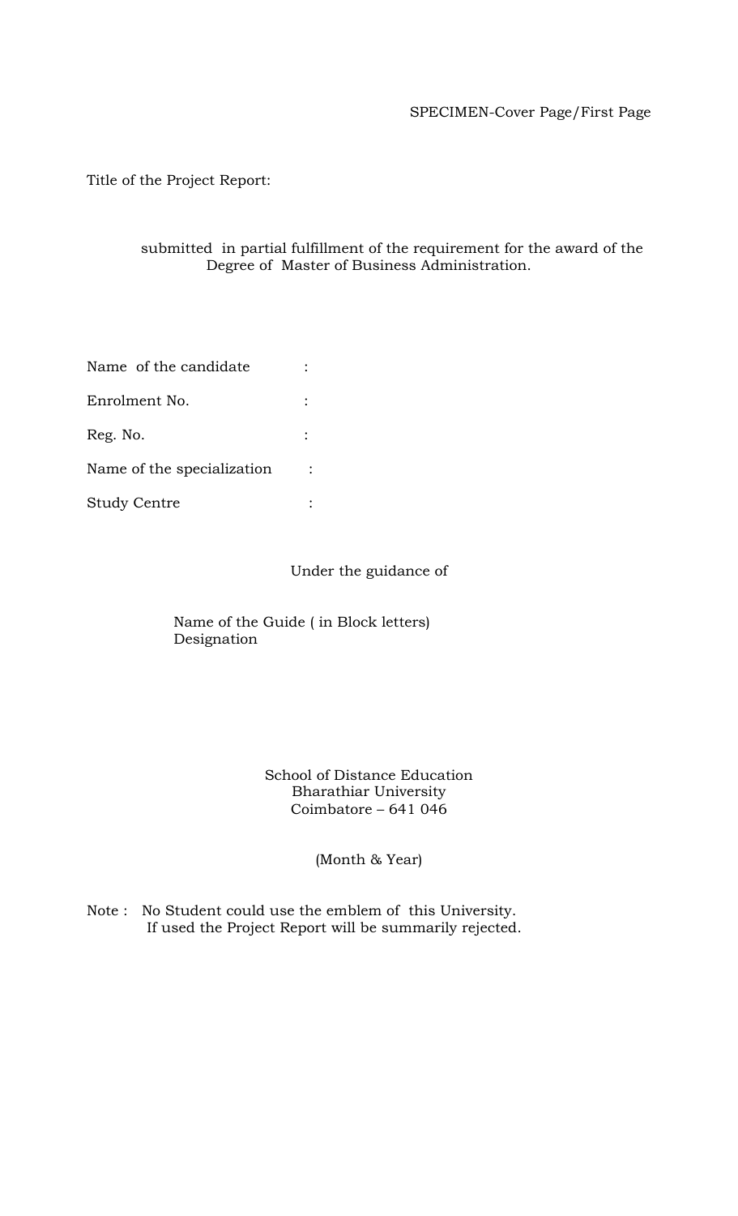SPECIMEN-Cover Page/First Page

Title of the Project Report:

submitted in partial fulfillment of the requirement for the award of the Degree of Master of Business Administration.

Name of the candidate :

Enrolment No. :

Reg. No. :

Name of the specialization :

Study Centre :

Under the guidance of

Name of the Guide ( in Block letters)
Designation

School of Distance Education
Bharathiar University
Coimbatore – 641 046

(Month & Year)

Note : No Student could use the emblem of this University.
If used the Project Report will be summarily rejected.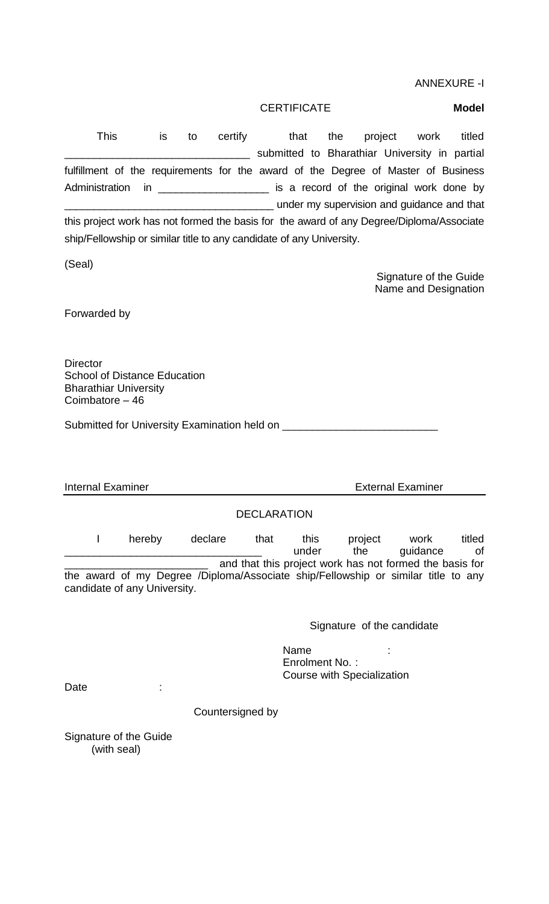ANNEXURE -I

CERTIFICATE **Model**

This is to certify that the project work titled ______________________________ submitted to Bharathiar University in partial fulfillment of the requirements for the award of the Degree of Master of Business Administration in __________________ is a record of the original work done by ___________________________________ under my supervision and guidance and that this project work has not formed the basis for the award of any Degree/Diploma/Associate ship/Fellowship or similar title to any candidate of any University.

(Seal)

Signature of the Guide
Name and Designation

Forwarded by

Director
School of Distance Education
Bharathiar University
Coimbatore – 46

Submitted for University Examination held on _________________________

Internal Examiner External Examiner

DECLARATION

I hereby declare that this project work titled ________________________________ under the guidance of ________________________ and that this project work has not formed the basis for the award of my Degree /Diploma/Associate ship/Fellowship or similar title to any candidate of any University.

Signature of the candidate

Name :
Enrolment No. :
Course with Specialization

Date :

Countersigned by

Signature of the Guide
(with seal)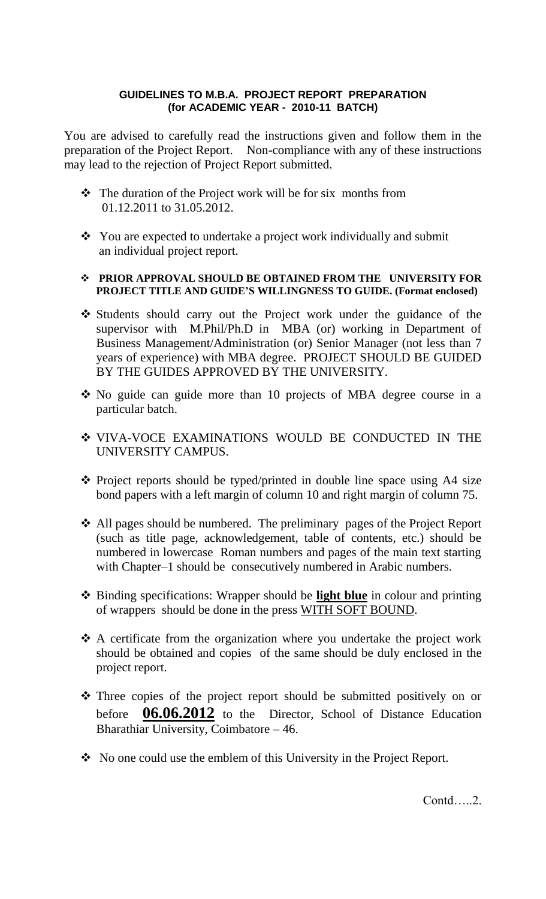**GUIDELINES TO M.B.A. PROJECT REPORT PREPARATION (for ACADEMIC YEAR - 2010-11 BATCH)**

You are advised to carefully read the instructions given and follow them in the preparation of the Project Report. Non-compliance with any of these instructions may lead to the rejection of Project Report submitted.

- The duration of the Project work will be for six months from 01.12.2011 to 31.05.2012.
- You are expected to undertake a project work individually and submit an individual project report.
- **PRIOR APPROVAL SHOULD BE OBTAINED FROM THE UNIVERSITY FOR PROJECT TITLE AND GUIDE'S WILLINGNESS TO GUIDE. (Format enclosed)**
- Students should carry out the Project work under the guidance of the supervisor with M.Phil/Ph.D in MBA (or) working in Department of Business Management/Administration (or) Senior Manager (not less than 7 years of experience) with MBA degree. PROJECT SHOULD BE GUIDED BY THE GUIDES APPROVED BY THE UNIVERSITY.
- No guide can guide more than 10 projects of MBA degree course in a particular batch.
- VIVA-VOCE EXAMINATIONS WOULD BE CONDUCTED IN THE UNIVERSITY CAMPUS.
- Project reports should be typed/printed in double line space using A4 size bond papers with a left margin of column 10 and right margin of column 75.
- All pages should be numbered. The preliminary pages of the Project Report (such as title page, acknowledgement, table of contents, etc.) should be numbered in lowercase Roman numbers and pages of the main text starting with Chapter–1 should be consecutively numbered in Arabic numbers.
- Binding specifications: Wrapper should be **light blue** in colour and printing of wrappers should be done in the press WITH SOFT BOUND.
- A certificate from the organization where you undertake the project work should be obtained and copies of the same should be duly enclosed in the project report.
- Three copies of the project report should be submitted positively on or before **06.06.2012** to the Director, School of Distance Education Bharathiar University, Coimbatore – 46.
- No one could use the emblem of this University in the Project Report.

Contd…..2.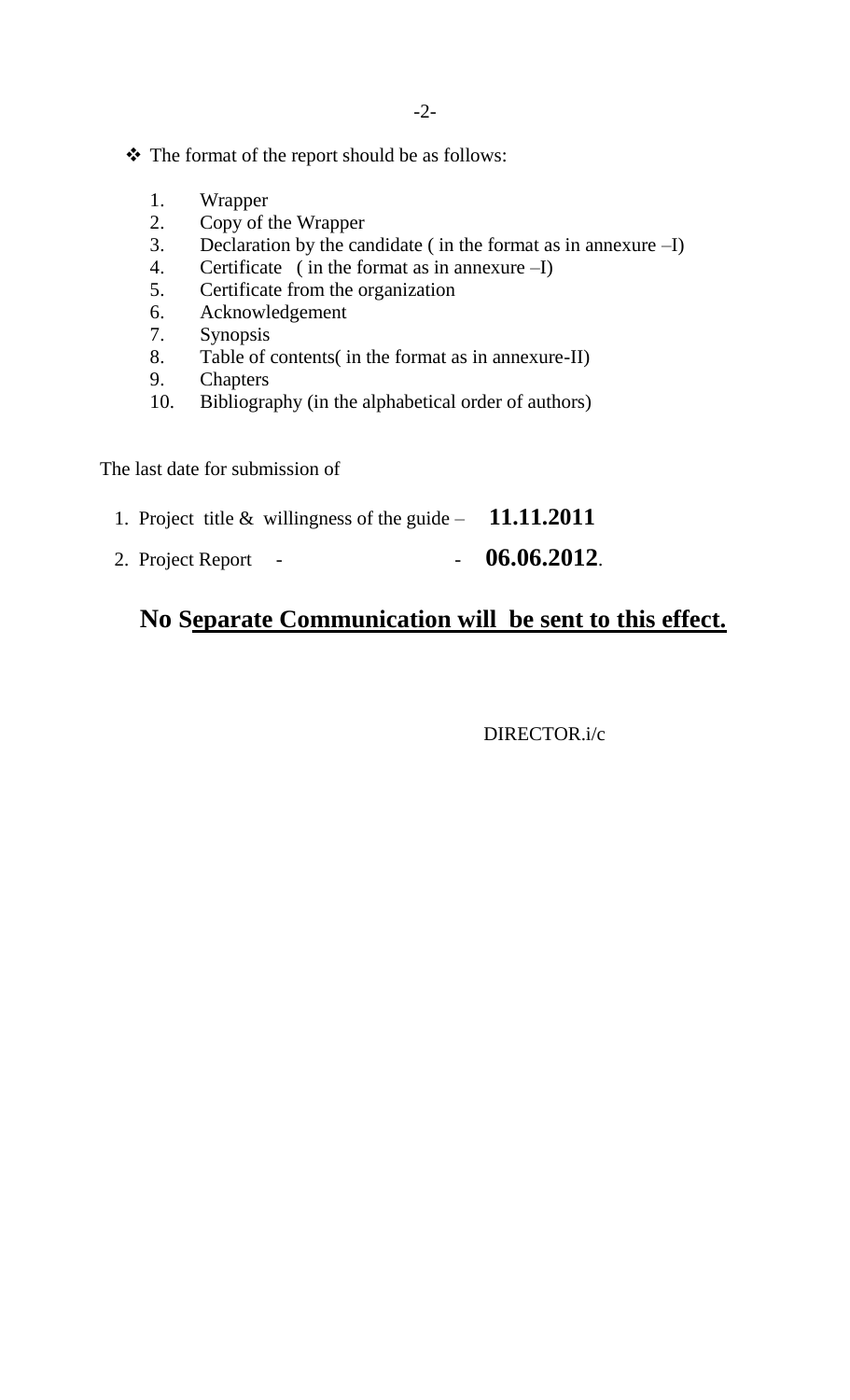- The format of the report should be as follows:

    1. Wrapper
    2. Copy of the Wrapper
    3. Declaration by the candidate ( in the format as in annexure –I)
    4. Certificate ( in the format as in annexure –I)
    5. Certificate from the organization
    6. Acknowledgement
    7. Synopsis
    8. Table of contents( in the format as in annexure-II)
    9. Chapters
    10. Bibliography (in the alphabetical order of authors)

The last date for submission of

1. Project title & willingness of the guide – **11.11.2011**
2. Project Report - - **06.06.2012**.

## No <u>Separate Communication will be sent to this effect.</u>

DIRECTOR.i/c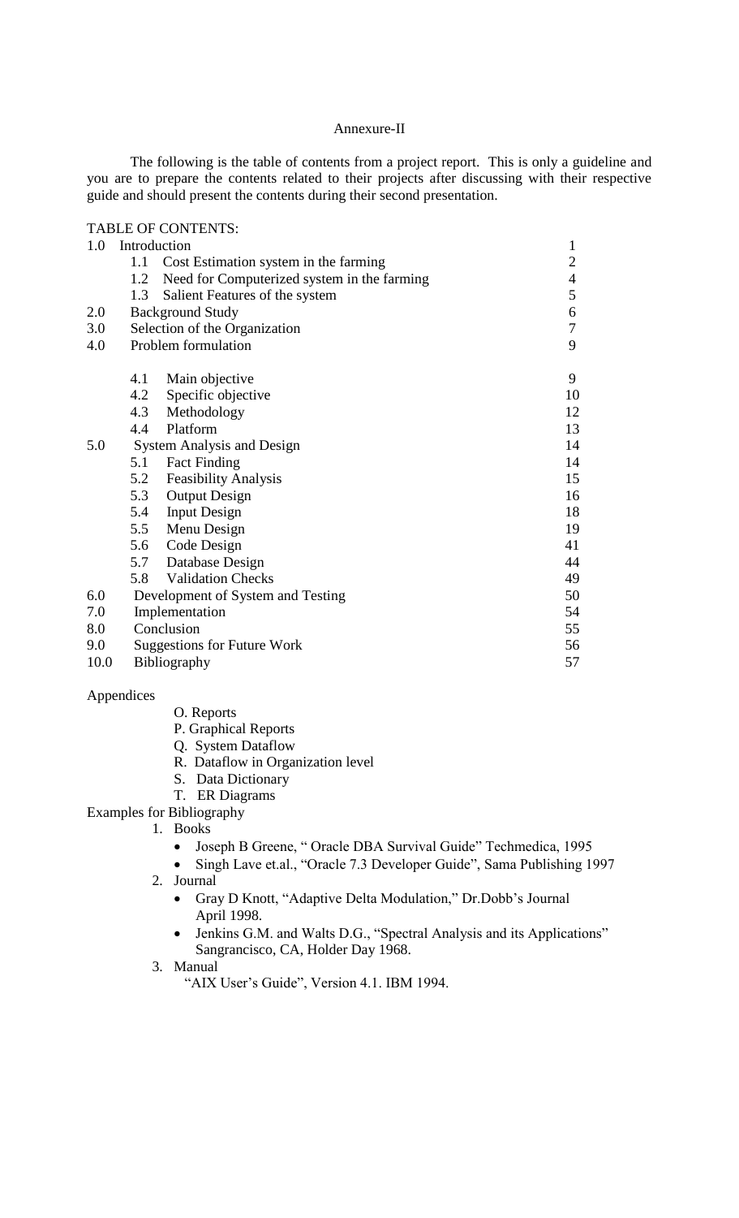Annexure-II

The following is the table of contents from a project report. This is only a guideline and you are to prepare the contents related to their projects after discussing with their respective guide and should present the contents during their second presentation.

TABLE OF CONTENTS:

| | | |
|---|---|---|
| 1.0 | Introduction | 1 |
| | 1.1 Cost Estimation system in the farming | 2 |
| | 1.2 Need for Computerized system in the farming | 4 |
| | 1.3 Salient Features of the system | 5 |
| 2.0 | Background Study | 6 |
| 3.0 | Selection of the Organization | 7 |
| 4.0 | Problem formulation | 9 |
| | 4.1 Main objective | 9 |
| | 4.2 Specific objective | 10 |
| | 4.3 Methodology | 12 |
| | 4.4 Platform | 13 |
| 5.0 | System Analysis and Design | 14 |
| | 5.1 Fact Finding | 14 |
| | 5.2 Feasibility Analysis | 15 |
| | 5.3 Output Design | 16 |
| | 5.4 Input Design | 18 |
| | 5.5 Menu Design | 19 |
| | 5.6 Code Design | 41 |
| | 5.7 Database Design | 44 |
| | 5.8 Validation Checks | 49 |
| 6.0 | Development of System and Testing | 50 |
| 7.0 | Implementation | 54 |
| 8.0 | Conclusion | 55 |
| 9.0 | Suggestions for Future Work | 56 |
| 10.0 | Bibliography | 57 |

Appendices

- O. Reports
- P. Graphical Reports
- Q. System Dataflow
- R. Dataflow in Organization level
- S. Data Dictionary
- T. ER Diagrams

Examples for Bibliography

1. Books
   - Joseph B Greene, " Oracle DBA Survival Guide" Techmedica, 1995
   - Singh Lave et.al., "Oracle 7.3 Developer Guide", Sama Publishing 1997
2. Journal
   - Gray D Knott, "Adaptive Delta Modulation," Dr.Dobb's Journal April 1998.
   - Jenkins G.M. and Walts D.G., "Spectral Analysis and its Applications" Sangrancisco, CA, Holder Day 1968.
3. Manual

   "AIX User's Guide", Version 4.1. IBM 1994.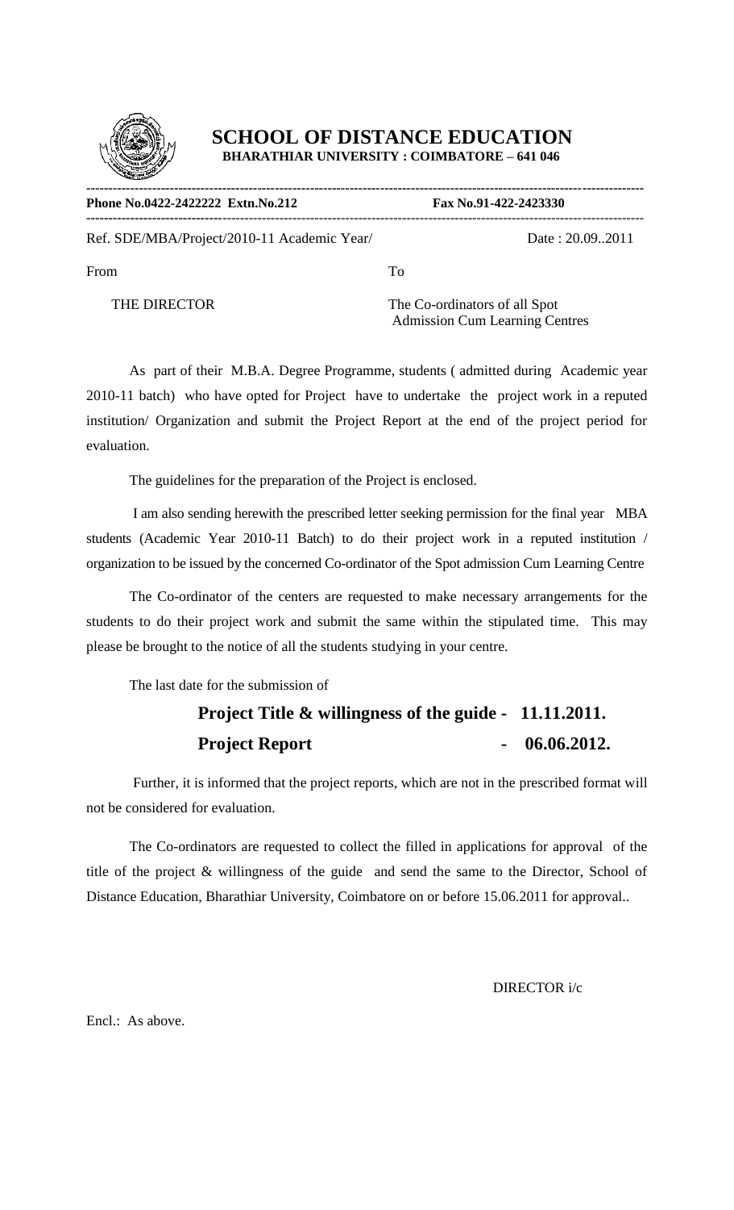# SCHOOL OF DISTANCE EDUCATION

**BHARATHIAR UNIVERSITY : COIMBATORE – 641 046**

---

**Phone No.0422-2422222 Extn.No.212** **Fax No.91-422-2423330**

---

Ref. SDE/MBA/Project/2010-11 Academic Year/ Date : 20.09..2011

From

THE DIRECTOR

To

The Co-ordinators of all Spot Admission Cum Learning Centres

As part of their M.B.A. Degree Programme, students ( admitted during Academic year 2010-11 batch) who have opted for Project have to undertake the project work in a reputed institution/ Organization and submit the Project Report at the end of the project period for evaluation.

The guidelines for the preparation of the Project is enclosed.

I am also sending herewith the prescribed letter seeking permission for the final year MBA students (Academic Year 2010-11 Batch) to do their project work in a reputed institution / organization to be issued by the concerned Co-ordinator of the Spot admission Cum Learning Centre

The Co-ordinator of the centers are requested to make necessary arrangements for the students to do their project work and submit the same within the stipulated time. This may please be brought to the notice of all the students studying in your centre.

The last date for the submission of

**Project Title & willingness of the guide - 11.11.2011.**

**Project Report - 06.06.2012.**

Further, it is informed that the project reports, which are not in the prescribed format will not be considered for evaluation.

The Co-ordinators are requested to collect the filled in applications for approval of the title of the project & willingness of the guide and send the same to the Director, School of Distance Education, Bharathiar University, Coimbatore on or before 15.06.2011 for approval..

DIRECTOR i/c

Encl.: As above.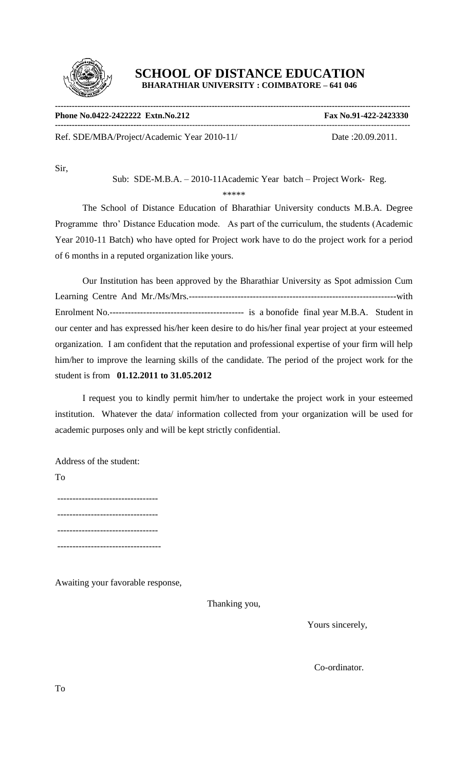# SCHOOL OF DISTANCE EDUCATION

**BHARATHIAR UNIVERSITY : COIMBATORE – 641 046**

---

**Phone No.0422-2422222 Extn.No.212** **Fax No.91-422-2423330**

---

Ref. SDE/MBA/Project/Academic Year 2010-11/ Date :20.09.2011.

Sir,

Sub: SDE-M.B.A. – 2010-11Academic Year batch – Project Work- Reg.

\*\*\*\*\*

The School of Distance Education of Bharathiar University conducts M.B.A. Degree Programme thro' Distance Education mode. As part of the curriculum, the students (Academic Year 2010-11 Batch) who have opted for Project work have to do the project work for a period of 6 months in a reputed organization like yours.

Our Institution has been approved by the Bharathiar University as Spot admission Cum Learning Centre And Mr./Ms/Mrs.----------------------------------------------------------------------with Enrolment No.--------------------------------------------- is a bonofide final year M.B.A. Student in our center and has expressed his/her keen desire to do his/her final year project at your esteemed organization. I am confident that the reputation and professional expertise of your firm will help him/her to improve the learning skills of the candidate. The period of the project work for the student is from **01.12.2011 to 31.05.2012**

I request you to kindly permit him/her to undertake the project work in your esteemed institution. Whatever the data/ information collected from your organization will be used for academic purposes only and will be kept strictly confidential.

Address of the student:

To

---------------------------------

---------------------------------

---------------------------------

----------------------------------

Awaiting your favorable response,

Thanking you,

Yours sincerely,

Co-ordinator.

To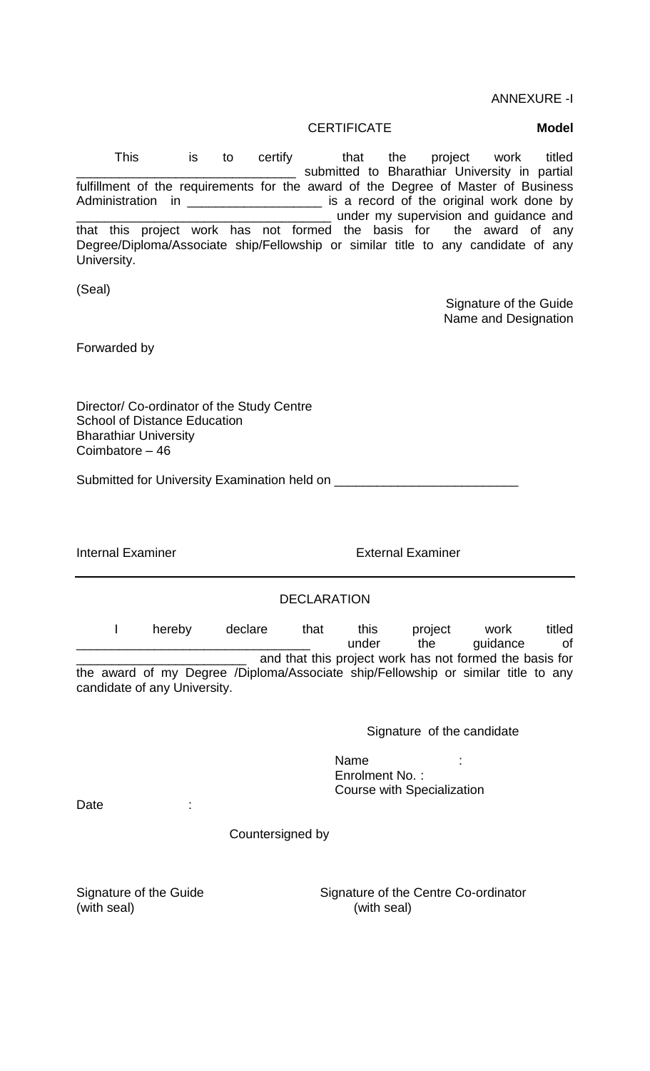ANNEXURE -I

CERTIFICATE **Model**

This is to certify that the project work titled _______________________________ submitted to Bharathiar University in partial fulfillment of the requirements for the award of the Degree of Master of Business Administration in ___________________ is a record of the original work done by ___________________________________ under my supervision and guidance and that this project work has not formed the basis for the award of any Degree/Diploma/Associate ship/Fellowship or similar title to any candidate of any University.

(Seal)

Signature of the Guide
Name and Designation

Forwarded by

Director/ Co-ordinator of the Study Centre
School of Distance Education
Bharathiar University
Coimbatore – 46

Submitted for University Examination held on __________________________

Internal Examiner External Examiner

---

DECLARATION

I hereby declare that this project work titled ________________________________ under the guidance of ________________________ and that this project work has not formed the basis for the award of my Degree /Diploma/Associate ship/Fellowship or similar title to any candidate of any University.

Signature of the candidate

Name :
Enrolment No. :
Course with Specialization

Date :

Countersigned by

Signature of the Guide (with seal)

Signature of the Centre Co-ordinator (with seal)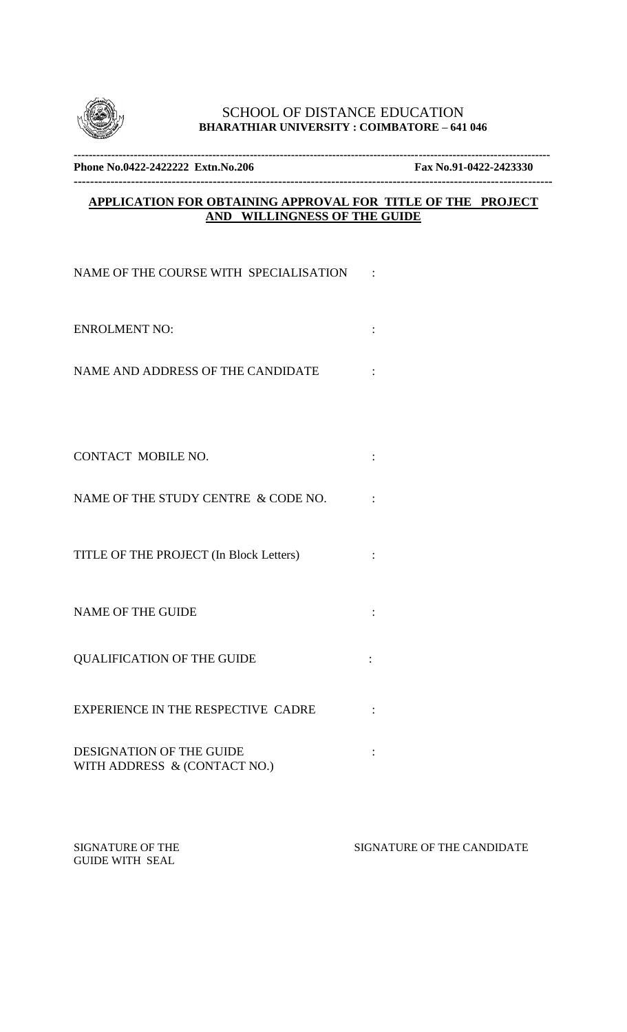SCHOOL OF DISTANCE EDUCATION
**BHARATHIAR UNIVERSITY : COIMBATORE – 641 046**

---

**Phone No.0422-2422222 Extn.No.206** **Fax No.91-0422-2423330**

---

## APPLICATION FOR OBTAINING APPROVAL FOR TITLE OF THE PROJECT AND WILLINGNESS OF THE GUIDE

NAME OF THE COURSE WITH SPECIALISATION :

ENROLMENT NO: :

NAME AND ADDRESS OF THE CANDIDATE :

CONTACT MOBILE NO. :

NAME OF THE STUDY CENTRE & CODE NO. :

TITLE OF THE PROJECT (In Block Letters) :

NAME OF THE GUIDE :

QUALIFICATION OF THE GUIDE :

EXPERIENCE IN THE RESPECTIVE CADRE :

DESIGNATION OF THE GUIDE WITH ADDRESS & (CONTACT NO.) :

SIGNATURE OF THE GUIDE WITH SEAL

SIGNATURE OF THE CANDIDATE